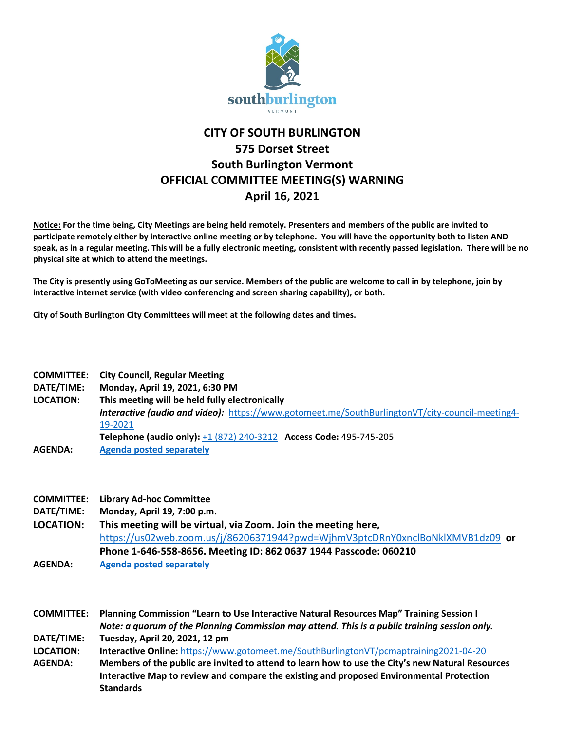# CITY OF SOUTH BURLINGTON
## 575 Dorset Street
## South Burlington Vermont
## OFFICIAL COMMITTEE MEETING(S) WARNING
## April 16, 2021

**Notice: For the time being, City Meetings are being held remotely. Presenters and members of the public are invited to participate remotely either by interactive online meeting or by telephone. You will have the opportunity both to listen AND speak, as in a regular meeting. This will be a fully electronic meeting, consistent with recently passed legislation. There will be no physical site at which to attend the meetings.**

**The City is presently using GoToMeeting as our service. Members of the public are welcome to call in by telephone, join by interactive internet service (with video conferencing and screen sharing capability), or both.**

**City of South Burlington City Committees will meet at the following dates and times.**

**COMMITTEE:** **City Council, Regular Meeting**
**DATE/TIME:** **Monday, April 19, 2021, 6:30 PM**
**LOCATION:** **This meeting will be held fully electronically**
***Interactive (audio and video):*** https://www.gotomeet.me/SouthBurlingtonVT/city-council-meeting4-19-2021
**Telephone (audio only):** +1 (872) 240-3212 **Access Code:** 495-745-205
**AGENDA:** **Agenda posted separately**

**COMMITTEE:** **Library Ad-hoc Committee**
**DATE/TIME:** **Monday, April 19, 7:00 p.m.**
**LOCATION:** **This meeting will be virtual, via Zoom. Join the meeting here,** https://us02web.zoom.us/j/86206371944?pwd=WjhmV3ptcDRnY0xnclBoNklXMVB1dz09 **or Phone 1-646-558-8656. Meeting ID: 862 0637 1944 Passcode: 060210**
**AGENDA:** **Agenda posted separately**

**COMMITTEE:** **Planning Commission "Learn to Use Interactive Natural Resources Map" Training Session I**
***Note: a quorum of the Planning Commission may attend. This is a public training session only.***
**DATE/TIME:** **Tuesday, April 20, 2021, 12 pm**
**LOCATION:** **Interactive Online:** https://www.gotomeet.me/SouthBurlingtonVT/pcmaptraining2021-04-20
**AGENDA:** **Members of the public are invited to attend to learn how to use the City's new Natural Resources Interactive Map to review and compare the existing and proposed Environmental Protection Standards**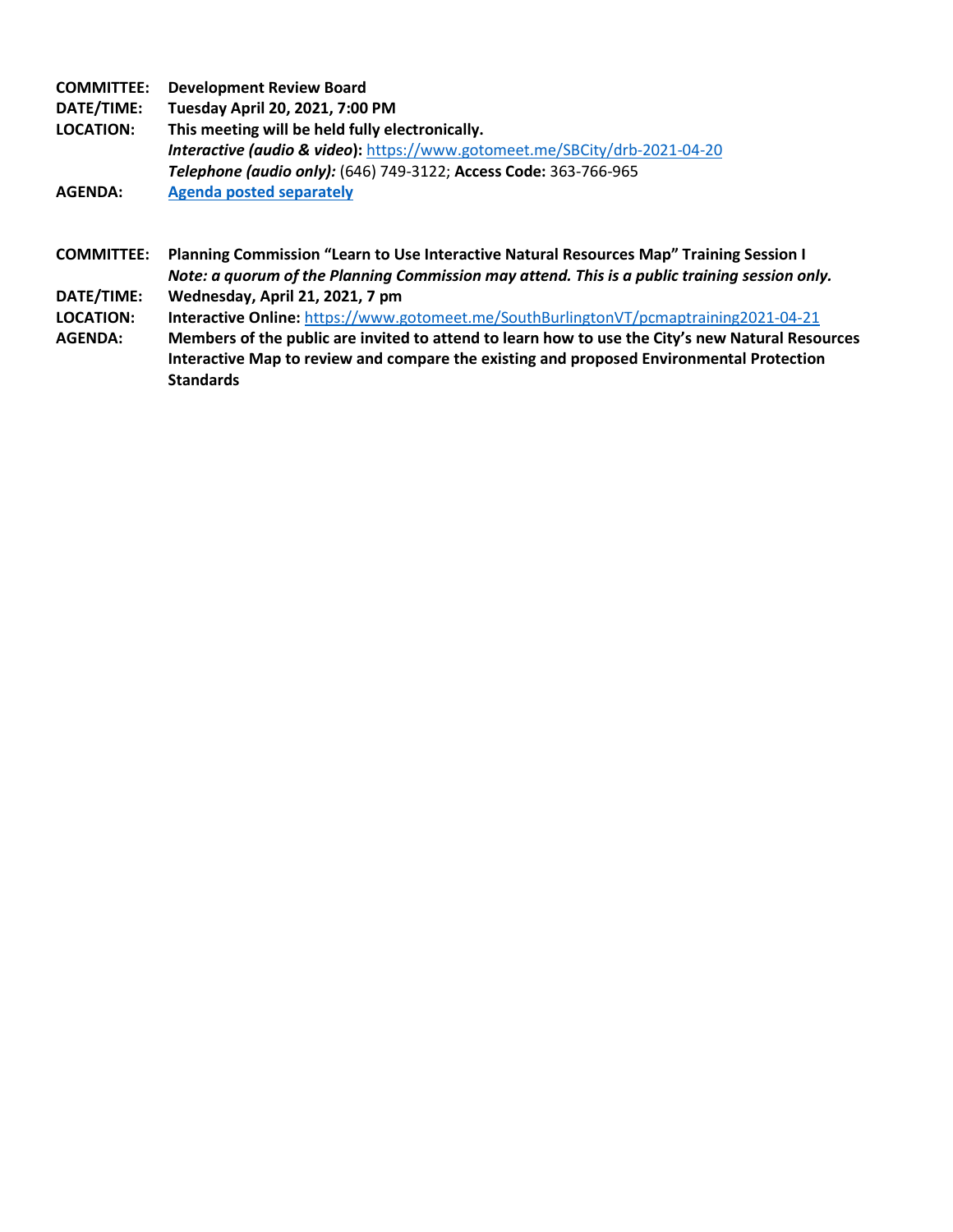**COMMITTEE:** **Development Review Board**
**DATE/TIME:** **Tuesday April 20, 2021, 7:00 PM**
**LOCATION:** **This meeting will be held fully electronically.**
***Interactive (audio & video)*:** https://www.gotomeet.me/SBCity/drb-2021-04-20
***Telephone (audio only):*** (646) 749-3122; **Access Code:** 363-766-965
**AGENDA:** **Agenda posted separately**

**COMMITTEE:** **Planning Commission "Learn to Use Interactive Natural Resources Map" Training Session I**
***Note: a quorum of the Planning Commission may attend. This is a public training session only.***
**DATE/TIME:** **Wednesday, April 21, 2021, 7 pm**
**LOCATION:** **Interactive Online:** https://www.gotomeet.me/SouthBurlingtonVT/pcmaptraining2021-04-21
**AGENDA:** **Members of the public are invited to attend to learn how to use the City's new Natural Resources Interactive Map to review and compare the existing and proposed Environmental Protection Standards**